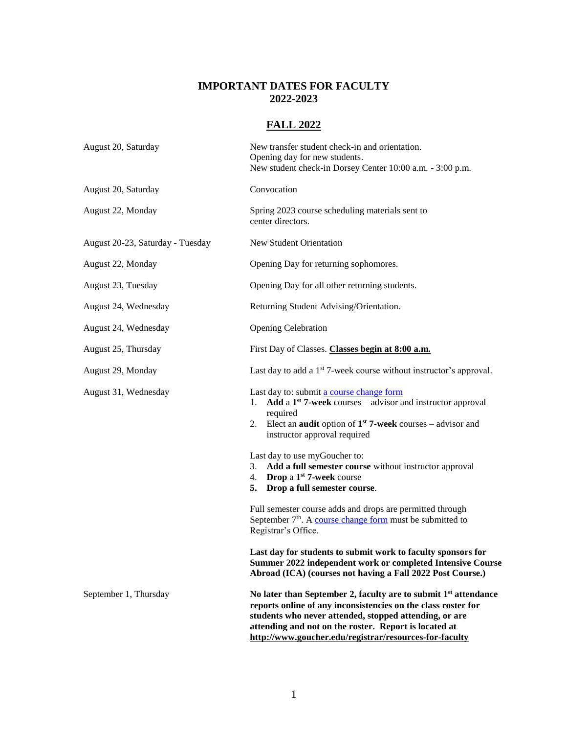# IMPORTANT DATES FOR FACULTY
# 2022-2023

## FALL 2022

| | |
|---|---|
| August 20, Saturday | New transfer student check-in and orientation.<br>Opening day for new students.<br>New student check-in Dorsey Center 10:00 a.m. - 3:00 p.m. |
| August 20, Saturday | Convocation |
| August 22, Monday | Spring 2023 course scheduling materials sent to center directors. |
| August 20-23, Saturday - Tuesday | New Student Orientation |
| August 22, Monday | Opening Day for returning sophomores. |
| August 23, Tuesday | Opening Day for all other returning students. |
| August 24, Wednesday | Returning Student Advising/Orientation. |
| August 24, Wednesday | Opening Celebration |
| August 25, Thursday | First Day of Classes. **Classes begin at 8:00 a.m.** |
| August 29, Monday | Last day to add a 1st 7-week course without instructor's approval. |
| August 31, Wednesday | Last day to: submit a course change form<br>1. **Add** a **1st 7-week** courses – advisor and instructor approval required<br>2. Elect an **audit** option of **1st 7-week** courses – advisor and instructor approval required<br><br>Last day to use myGoucher to:<br>3. **Add a full semester course** without instructor approval<br>4. **Drop** a **1st 7-week** course<br>5. **Drop a full semester course**.<br><br>Full semester course adds and drops are permitted through September 7th. A course change form must be submitted to Registrar's Office.<br><br>**Last day for students to submit work to faculty sponsors for Summer 2022 independent work or completed Intensive Course Abroad (ICA) (courses not having a Fall 2022 Post Course.)** |
| September 1, Thursday | **No later than September 2, faculty are to submit 1st attendance reports online of any inconsistencies on the class roster for students who never attended, stopped attending, or are attending and not on the roster. Report is located at http://www.goucher.edu/registrar/resources-for-faculty** |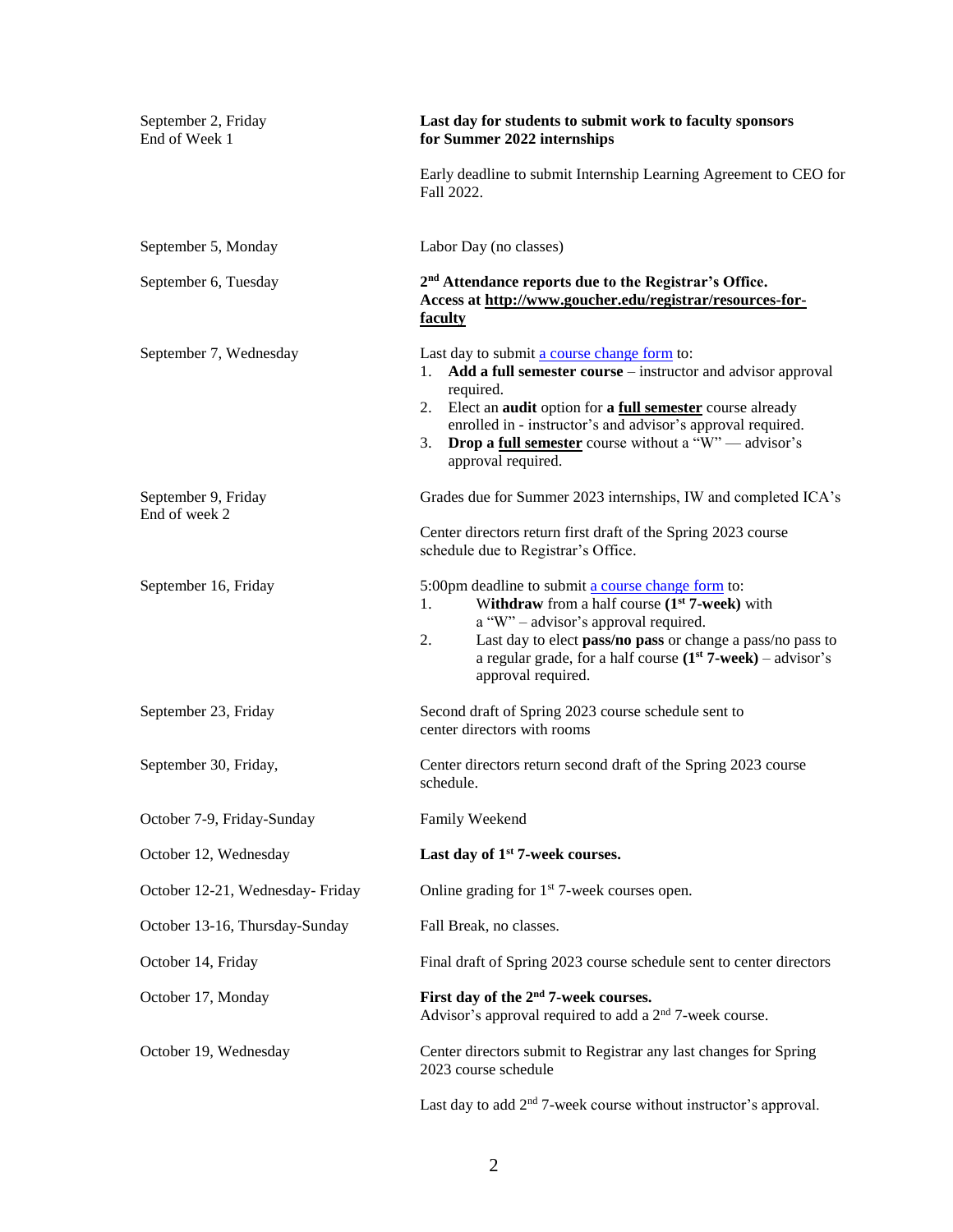| | |
|---|---|
| September 2, Friday<br>End of Week 1 | **Last day for students to submit work to faculty sponsors for Summer 2022 internships**<br><br>Early deadline to submit Internship Learning Agreement to CEO for Fall 2022. |
| September 5, Monday | Labor Day (no classes) |
| September 6, Tuesday | **2nd Attendance reports due to the Registrar's Office. Access at [http://www.goucher.edu/registrar/resources-for-faculty](http://www.goucher.edu/registrar/resources-for-faculty)** |
| September 7, Wednesday | Last day to submit [a course change form](#) to:<br>1. **Add a full semester course** – instructor and advisor approval required.<br>2. Elect an **audit** option for **a full semester** course already enrolled in - instructor's and advisor's approval required.<br>3. **Drop a full semester** course without a "W" — advisor's approval required. |
| September 9, Friday<br>End of week 2 | Grades due for Summer 2023 internships, IW and completed ICA's<br><br>Center directors return first draft of the Spring 2023 course schedule due to Registrar's Office. |
| September 16, Friday | 5:00pm deadline to submit [a course change form](#) to:<br>1. W**ithdraw** from a half course **(1st 7-week)** with a "W" – advisor's approval required.<br>2. Last day to elect **pass/no pass** or change a pass/no pass to a regular grade, for a half course **(1st 7-week)** – advisor's approval required. |
| September 23, Friday | Second draft of Spring 2023 course schedule sent to center directors with rooms |
| September 30, Friday, | Center directors return second draft of the Spring 2023 course schedule. |
| October 7-9, Friday-Sunday | Family Weekend |
| October 12, Wednesday | **Last day of 1st 7-week courses.** |
| October 12-21, Wednesday- Friday | Online grading for 1st 7-week courses open. |
| October 13-16, Thursday-Sunday | Fall Break, no classes. |
| October 14, Friday | Final draft of Spring 2023 course schedule sent to center directors |
| October 17, Monday | **First day of the 2nd 7-week courses.**<br>Advisor's approval required to add a 2nd 7-week course. |
| October 19, Wednesday | Center directors submit to Registrar any last changes for Spring 2023 course schedule<br><br>Last day to add 2nd 7-week course without instructor's approval. |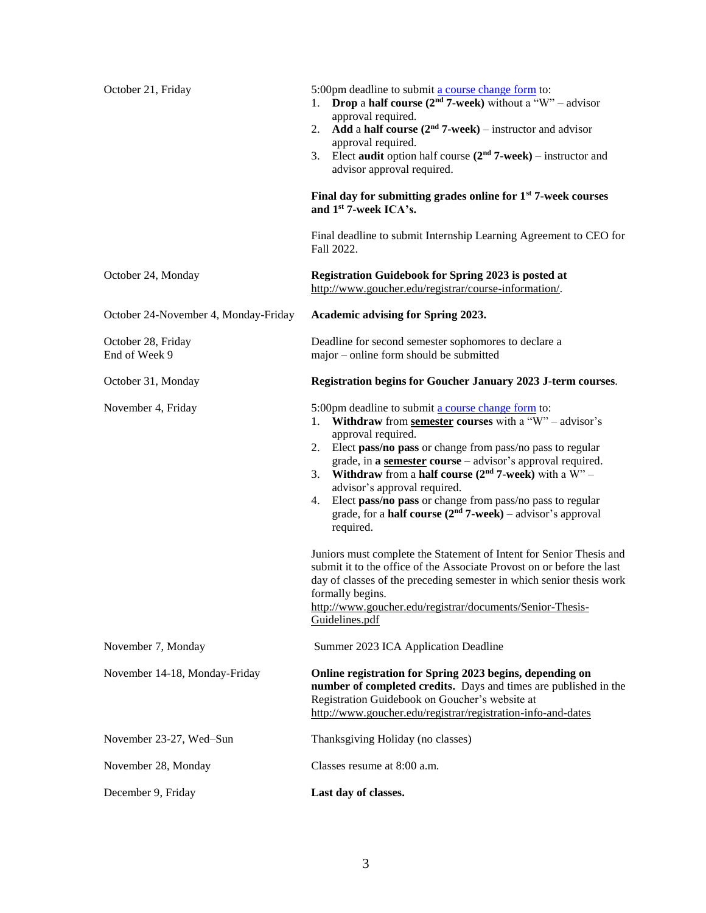| | |
|---|---|
| October 21, Friday | 5:00pm deadline to submit [a course change form]() to:<br>1. **Drop** a **half course (2nd 7-week)** without a "W" – advisor approval required.<br>2. **Add** a **half course (2nd 7-week)** – instructor and advisor approval required.<br>3. Elect **audit** option half course **(2nd 7-week)** – instructor and advisor approval required.<br><br>**Final day for submitting grades online for 1st 7-week courses and 1st 7-week ICA's.**<br><br>Final deadline to submit Internship Learning Agreement to CEO for Fall 2022. |
| October 24, Monday | **Registration Guidebook for Spring 2023 is posted at** http://www.goucher.edu/registrar/course-information/. |
| October 24-November 4, Monday-Friday | **Academic advising for Spring 2023.** |
| October 28, Friday<br>End of Week 9 | Deadline for second semester sophomores to declare a major – online form should be submitted |
| October 31, Monday | **Registration begins for Goucher January 2023 J-term courses**. |
| November 4, Friday | 5:00pm deadline to submit [a course change form]() to:<br>1. **Withdraw** from **semester courses** with a "W" – advisor's approval required.<br>2. Elect **pass/no pass** or change from pass/no pass to regular grade, in **a semester course** – advisor's approval required.<br>3. **Withdraw** from a **half course (2nd 7-week)** with a W" – advisor's approval required.<br>4. Elect **pass/no pass** or change from pass/no pass to regular grade, for a **half course (2nd 7-week)** – advisor's approval required.<br><br>Juniors must complete the Statement of Intent for Senior Thesis and submit it to the office of the Associate Provost on or before the last day of classes of the preceding semester in which senior thesis work formally begins.<br>http://www.goucher.edu/registrar/documents/Senior-Thesis-Guidelines.pdf |
| November 7, Monday | Summer 2023 ICA Application Deadline |
| November 14-18, Monday-Friday | **Online registration for Spring 2023 begins, depending on number of completed credits.** Days and times are published in the Registration Guidebook on Goucher's website at http://www.goucher.edu/registrar/registration-info-and-dates |
| November 23-27, Wed–Sun | Thanksgiving Holiday (no classes) |
| November 28, Monday | Classes resume at 8:00 a.m. |
| December 9, Friday | **Last day of classes.** |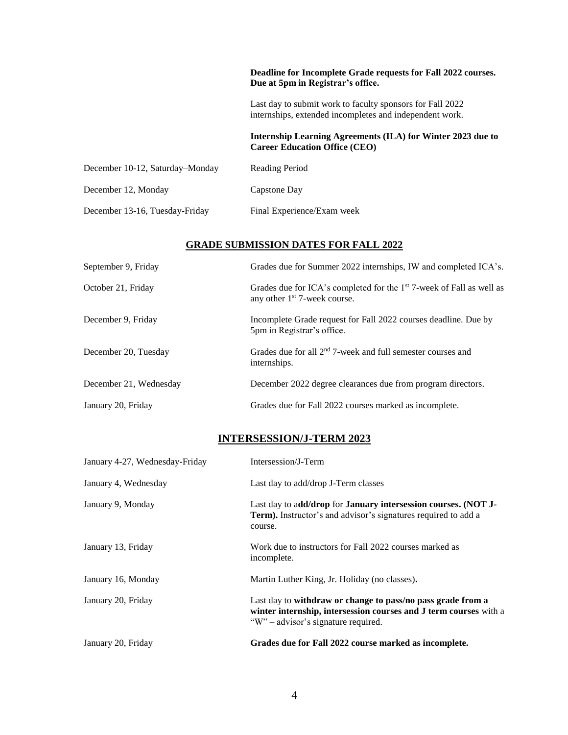| | |
|---|---|
| | **Deadline for Incomplete Grade requests for Fall 2022 courses. Due at 5pm in Registrar's office.** |
| | Last day to submit work to faculty sponsors for Fall 2022 internships, extended incompletes and independent work. |
| | **Internship Learning Agreements (ILA) for Winter 2023 due to Career Education Office (CEO)** |
| December 10-12, Saturday–Monday | Reading Period |
| December 12, Monday | Capstone Day |
| December 13-16, Tuesday-Friday | Final Experience/Exam week |

## GRADE SUBMISSION DATES FOR FALL 2022

| | |
|---|---|
| September 9, Friday | Grades due for Summer 2022 internships, IW and completed ICA's. |
| October 21, Friday | Grades due for ICA's completed for the 1st 7-week of Fall as well as any other 1st 7-week course. |
| December 9, Friday | Incomplete Grade request for Fall 2022 courses deadline. Due by 5pm in Registrar's office. |
| December 20, Tuesday | Grades due for all 2nd 7-week and full semester courses and internships. |
| December 21, Wednesday | December 2022 degree clearances due from program directors. |
| January 20, Friday | Grades due for Fall 2022 courses marked as incomplete. |

## INTERSESSION/J-TERM 2023

| | |
|---|---|
| January 4-27, Wednesday-Friday | Intersession/J-Term |
| January 4, Wednesday | Last day to add/drop J-Term classes |
| January 9, Monday | Last day to a**dd/drop** for **January intersession courses. (NOT J-Term).** Instructor's and advisor's signatures required to add a course. |
| January 13, Friday | Work due to instructors for Fall 2022 courses marked as incomplete. |
| January 16, Monday | Martin Luther King, Jr. Holiday (no classes)**.** |
| January 20, Friday | Last day to **withdraw or change to pass/no pass grade from a winter internship, intersession courses and J term courses** with a "W" – advisor's signature required. |
| January 20, Friday | **Grades due for Fall 2022 course marked as incomplete.** |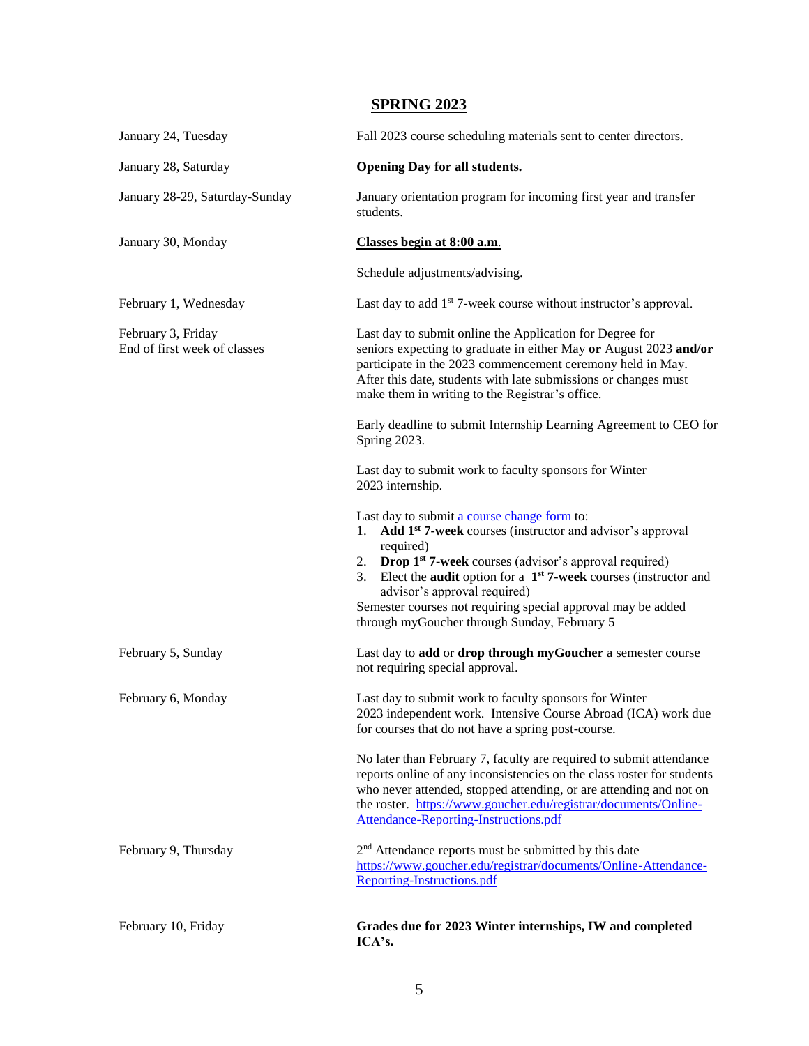## SPRING 2023

| Date | Event |
|---|---|
| January 24, Tuesday | Fall 2023 course scheduling materials sent to center directors. |
| January 28, Saturday | **Opening Day for all students.** |
| January 28-29, Saturday-Sunday | January orientation program for incoming first year and transfer students. |
| January 30, Monday | **Classes begin at 8:00 a.m.**<br><br>Schedule adjustments/advising. |
| February 1, Wednesday | Last day to add 1st 7-week course without instructor's approval. |
| February 3, Friday<br>End of first week of classes | Last day to submit online the Application for Degree for seniors expecting to graduate in either May **or** August 2023 **and/or** participate in the 2023 commencement ceremony held in May. After this date, students with late submissions or changes must make them in writing to the Registrar's office.<br><br>Early deadline to submit Internship Learning Agreement to CEO for Spring 2023.<br><br>Last day to submit work to faculty sponsors for Winter 2023 internship.<br><br>Last day to submit [a course change form]() to:<br>1. **Add 1st 7-week** courses (instructor and advisor's approval required)<br>2. **Drop 1st 7-week** courses (advisor's approval required)<br>3. Elect the **audit** option for a **1st 7-week** courses (instructor and advisor's approval required)<br>Semester courses not requiring special approval may be added through myGoucher through Sunday, February 5 |
| February 5, Sunday | Last day to **add** or **drop through myGoucher** a semester course not requiring special approval. |
| February 6, Monday | Last day to submit work to faculty sponsors for Winter 2023 independent work. Intensive Course Abroad (ICA) work due for courses that do not have a spring post-course.<br><br>No later than February 7, faculty are required to submit attendance reports online of any inconsistencies on the class roster for students who never attended, stopped attending, or are attending and not on the roster. https://www.goucher.edu/registrar/documents/Online-Attendance-Reporting-Instructions.pdf |
| February 9, Thursday | 2nd Attendance reports must be submitted by this date https://www.goucher.edu/registrar/documents/Online-Attendance-Reporting-Instructions.pdf |
| February 10, Friday | **Grades due for 2023 Winter internships, IW and completed ICA's.** |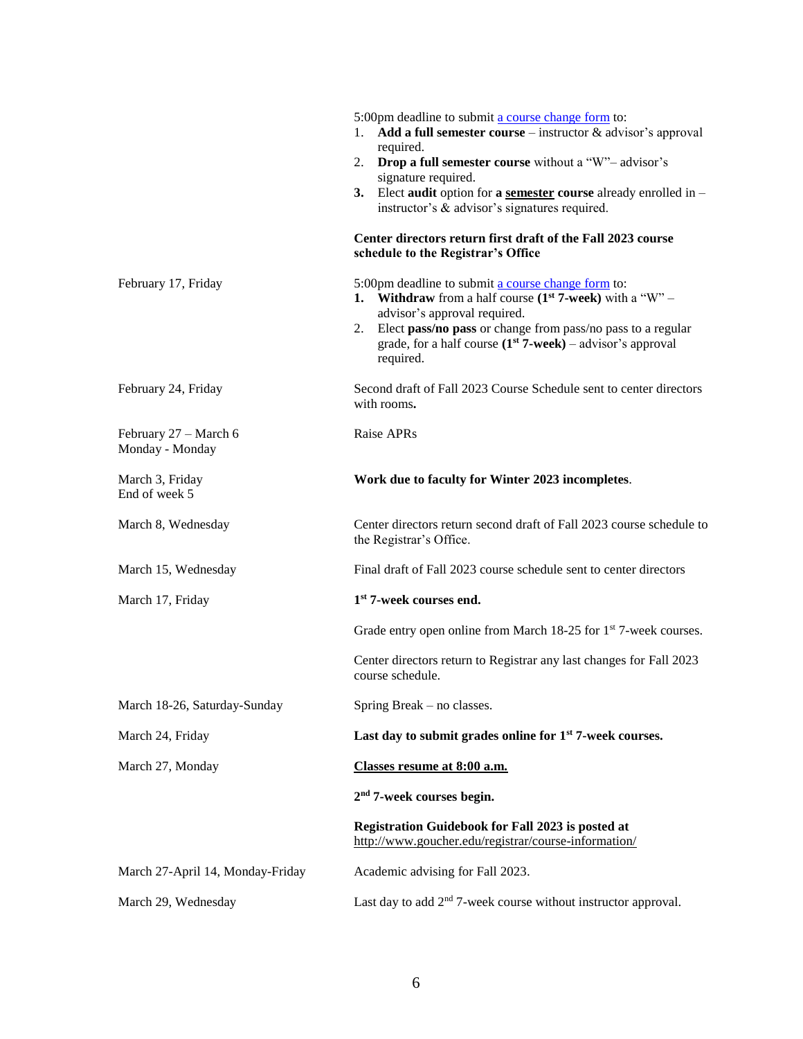| | |
|---|---|
| | 5:00pm deadline to submit [a course change form](a course change form) to:<br>1. **Add a full semester course** – instructor & advisor's approval required.<br>2. **Drop a full semester course** without a "W"– advisor's signature required.<br>3. Elect **audit** option for **a <u>semester</u> course** already enrolled in – instructor's & advisor's signatures required.<br><br>**Center directors return first draft of the Fall 2023 course schedule to the Registrar's Office** |
| February 17, Friday | 5:00pm deadline to submit [a course change form](a course change form) to:<br>1. **Withdraw** from a half course **(1st 7-week)** with a "W" – advisor's approval required.<br>2. Elect **pass/no pass** or change from pass/no pass to a regular grade, for a half course **(1st 7-week)** – advisor's approval required. |
| February 24, Friday | Second draft of Fall 2023 Course Schedule sent to center directors with rooms**.** |
| February 27 – March 6<br>Monday - Monday | Raise APRs |
| March 3, Friday<br>End of week 5 | **Work due to faculty for Winter 2023 incompletes**. |
| March 8, Wednesday | Center directors return second draft of Fall 2023 course schedule to the Registrar's Office. |
| March 15, Wednesday | Final draft of Fall 2023 course schedule sent to center directors |
| March 17, Friday | **1st 7-week courses end.**<br><br>Grade entry open online from March 18-25 for 1st 7-week courses.<br><br>Center directors return to Registrar any last changes for Fall 2023 course schedule. |
| March 18-26, Saturday-Sunday | Spring Break – no classes. |
| March 24, Friday | **Last day to submit grades online for 1st 7-week courses.** |
| March 27, Monday | **<u>Classes resume at 8:00 a.m.</u>**<br><br>**2nd 7-week courses begin.**<br><br>**Registration Guidebook for Fall 2023 is posted at** <u>http://www.goucher.edu/registrar/course-information/</u> |
| March 27-April 14, Monday-Friday | Academic advising for Fall 2023. |
| March 29, Wednesday | Last day to add 2nd 7-week course without instructor approval. |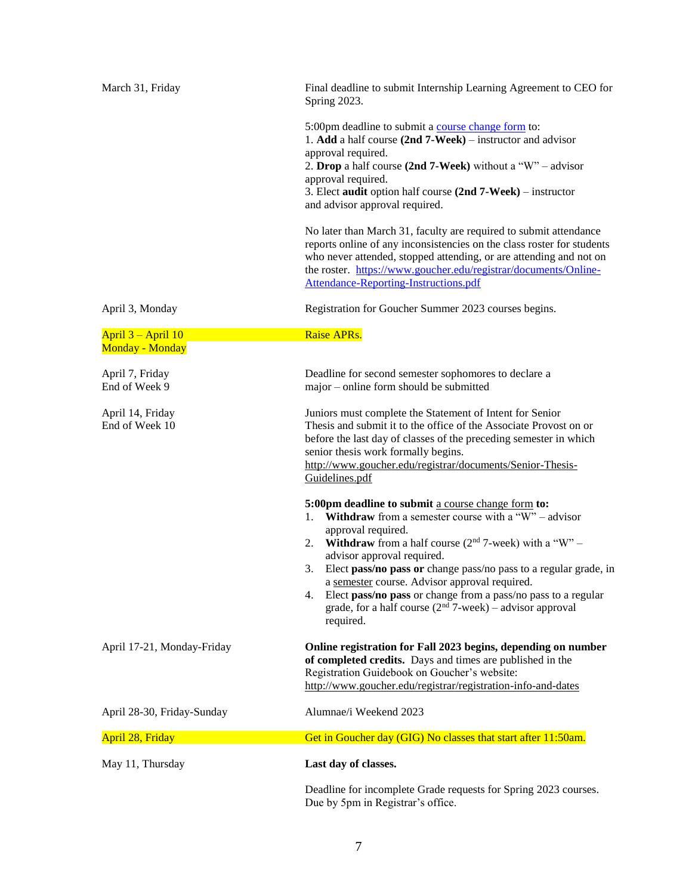| | |
|---|---|
| March 31, Friday | Final deadline to submit Internship Learning Agreement to CEO for Spring 2023.<br><br>5:00pm deadline to submit a course change form to:<br>1. **Add** a half course **(2nd 7-Week)** – instructor and advisor approval required.<br>2. **Drop** a half course **(2nd 7-Week)** without a "W" – advisor approval required.<br>3. Elect **audit** option half course **(2nd 7-Week)** – instructor and advisor approval required.<br><br>No later than March 31, faculty are required to submit attendance reports online of any inconsistencies on the class roster for students who never attended, stopped attending, or are attending and not on the roster. https://www.goucher.edu/registrar/documents/Online-Attendance-Reporting-Instructions.pdf |
| April 3, Monday | Registration for Goucher Summer 2023 courses begins. |
| April 3 – April 10<br>Monday - Monday | Raise APRs. |
| April 7, Friday<br>End of Week 9 | Deadline for second semester sophomores to declare a major – online form should be submitted |
| April 14, Friday<br>End of Week 10 | Juniors must complete the Statement of Intent for Senior Thesis and submit it to the office of the Associate Provost on or before the last day of classes of the preceding semester in which senior thesis work formally begins. http://www.goucher.edu/registrar/documents/Senior-Thesis-Guidelines.pdf<br><br>**5:00pm deadline to submit** a course change form **to:**<br>1. **Withdraw** from a semester course with a "W" – advisor approval required.<br>2. **Withdraw** from a half course (2nd 7-week) with a "W" – advisor approval required.<br>3. Elect **pass/no pass or** change pass/no pass to a regular grade, in a semester course. Advisor approval required.<br>4. Elect **pass/no pass** or change from a pass/no pass to a regular grade, for a half course (2nd 7-week) – advisor approval required. |
| April 17-21, Monday-Friday | **Online registration for Fall 2023 begins, depending on number of completed credits.** Days and times are published in the Registration Guidebook on Goucher's website: http://www.goucher.edu/registrar/registration-info-and-dates |
| April 28-30, Friday-Sunday | Alumnae/i Weekend 2023 |
| April 28, Friday | Get in Goucher day (GIG) No classes that start after 11:50am. |
| May 11, Thursday | **Last day of classes.**<br><br>Deadline for incomplete Grade requests for Spring 2023 courses. Due by 5pm in Registrar's office. |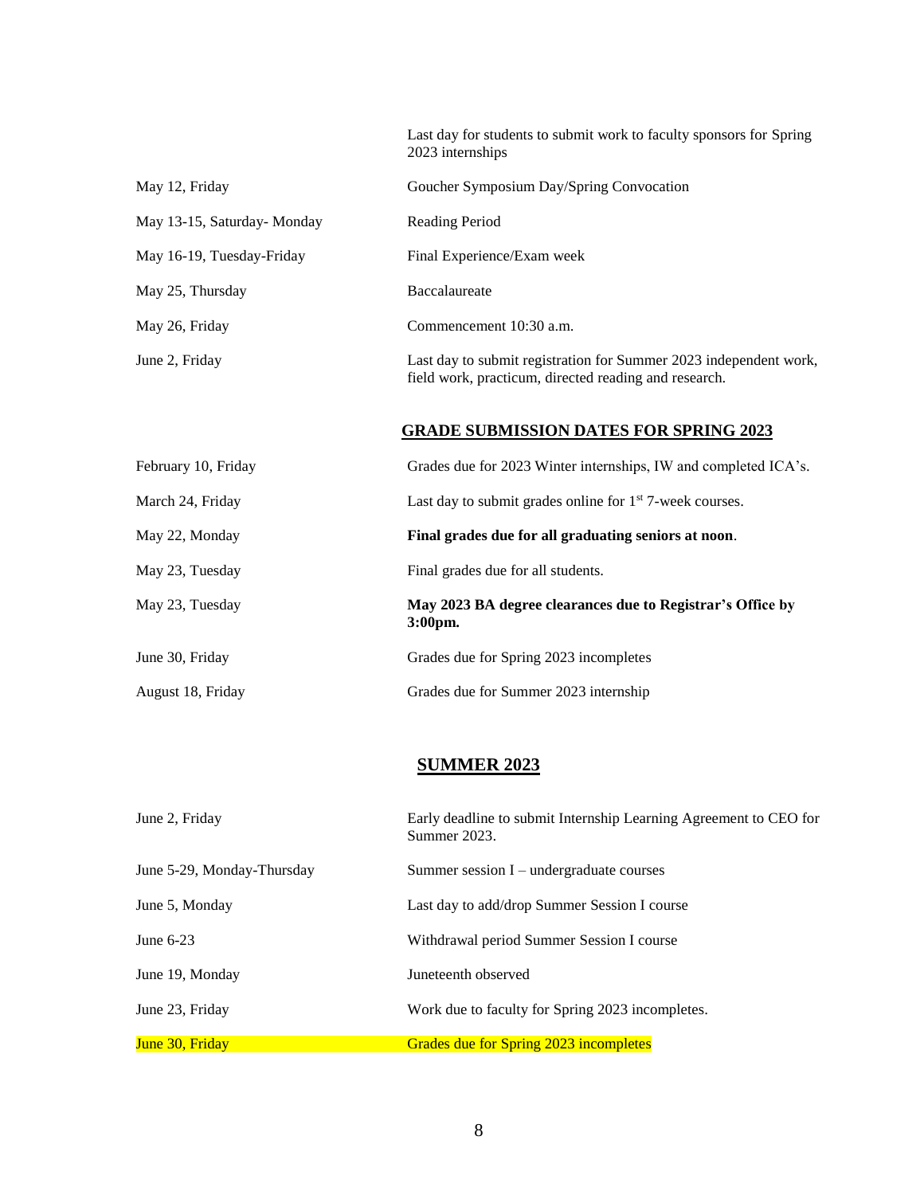| | |
|---|---|
| | Last day for students to submit work to faculty sponsors for Spring 2023 internships |
| May 12, Friday | Goucher Symposium Day/Spring Convocation |
| May 13-15, Saturday- Monday | Reading Period |
| May 16-19, Tuesday-Friday | Final Experience/Exam week |
| May 25, Thursday | Baccalaureate |
| May 26, Friday | Commencement 10:30 a.m. |
| June 2, Friday | Last day to submit registration for Summer 2023 independent work, field work, practicum, directed reading and research. |

## GRADE SUBMISSION DATES FOR SPRING 2023

| | |
|---|---|
| February 10, Friday | Grades due for 2023 Winter internships, IW and completed ICA's. |
| March 24, Friday | Last day to submit grades online for 1st 7-week courses. |
| May 22, Monday | **Final grades due for all graduating seniors at noon**. |
| May 23, Tuesday | Final grades due for all students. |
| May 23, Tuesday | **May 2023 BA degree clearances due to Registrar's Office by 3:00pm.** |
| June 30, Friday | Grades due for Spring 2023 incompletes |
| August 18, Friday | Grades due for Summer 2023 internship |

## SUMMER 2023

| | |
|---|---|
| June 2, Friday | Early deadline to submit Internship Learning Agreement to CEO for Summer 2023. |
| June 5-29, Monday-Thursday | Summer session I – undergraduate courses |
| June 5, Monday | Last day to add/drop Summer Session I course |
| June 6-23 | Withdrawal period Summer Session I course |
| June 19, Monday | Juneteenth observed |
| June 23, Friday | Work due to faculty for Spring 2023 incompletes. |
| June 30, Friday | Grades due for Spring 2023 incompletes |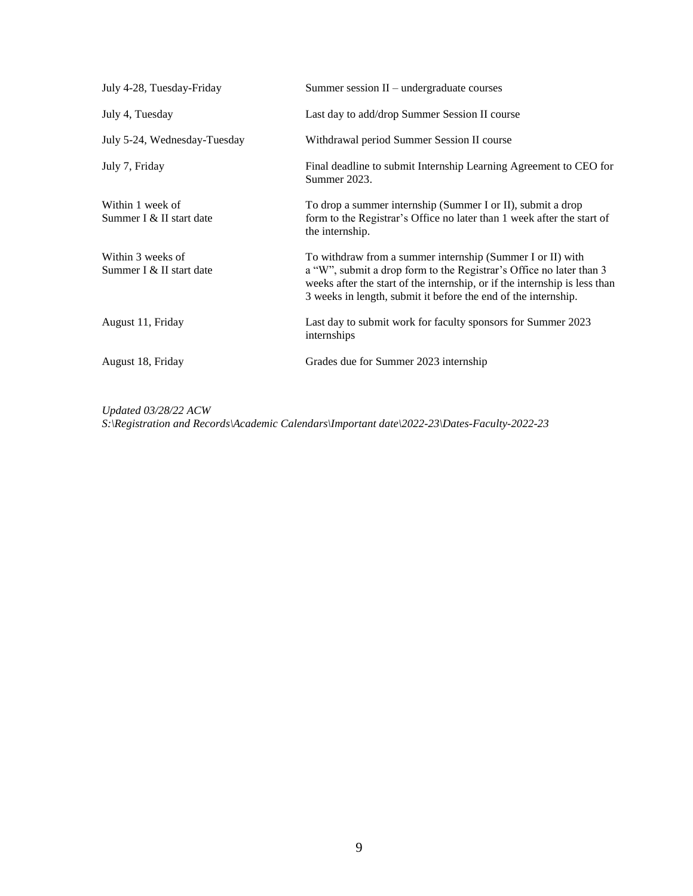| | |
|---|---|
| July 4-28, Tuesday-Friday | Summer session II – undergraduate courses |
| July 4, Tuesday | Last day to add/drop Summer Session II course |
| July 5-24, Wednesday-Tuesday | Withdrawal period Summer Session II course |
| July 7, Friday | Final deadline to submit Internship Learning Agreement to CEO for Summer 2023. |
| Within 1 week of Summer I & II start date | To drop a summer internship (Summer I or II), submit a drop form to the Registrar's Office no later than 1 week after the start of the internship. |
| Within 3 weeks of Summer I & II start date | To withdraw from a summer internship (Summer I or II) with a "W", submit a drop form to the Registrar's Office no later than 3 weeks after the start of the internship, or if the internship is less than 3 weeks in length, submit it before the end of the internship. |
| August 11, Friday | Last day to submit work for faculty sponsors for Summer 2023 internships |
| August 18, Friday | Grades due for Summer 2023 internship |

*Updated 03/28/22 ACW*
*S:\Registration and Records\Academic Calendars\Important date\2022-23\Dates-Faculty-2022-23*